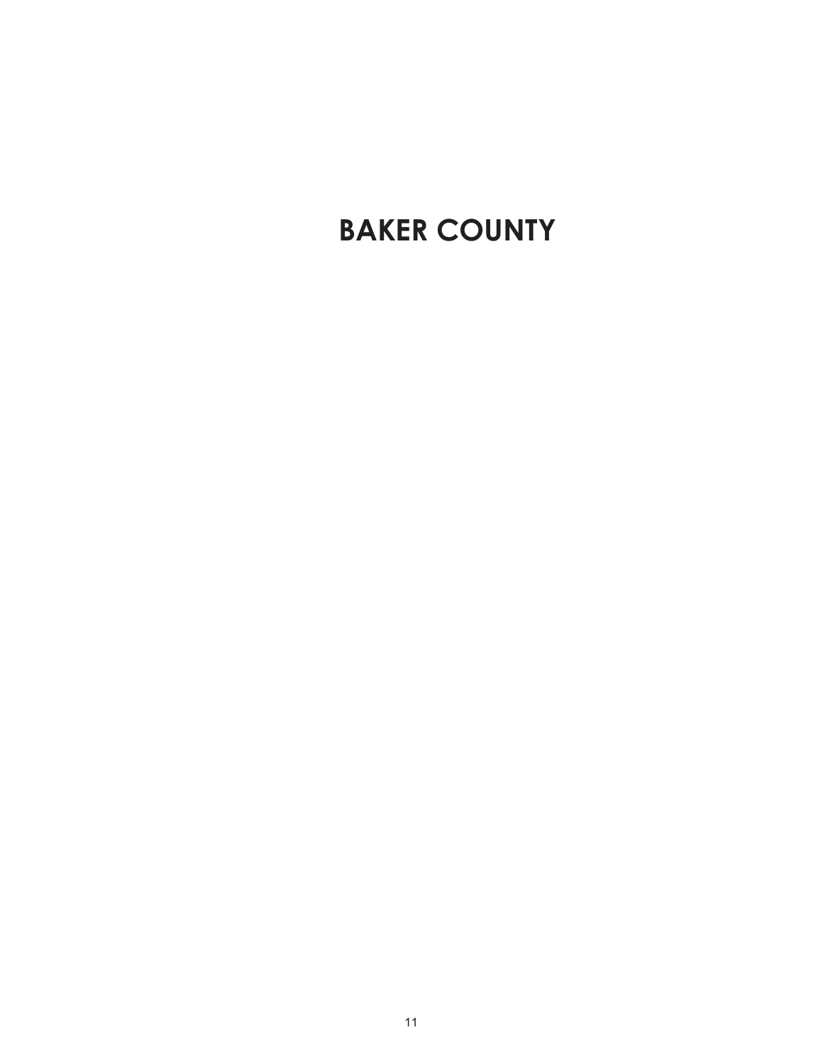# BAKER COUNTY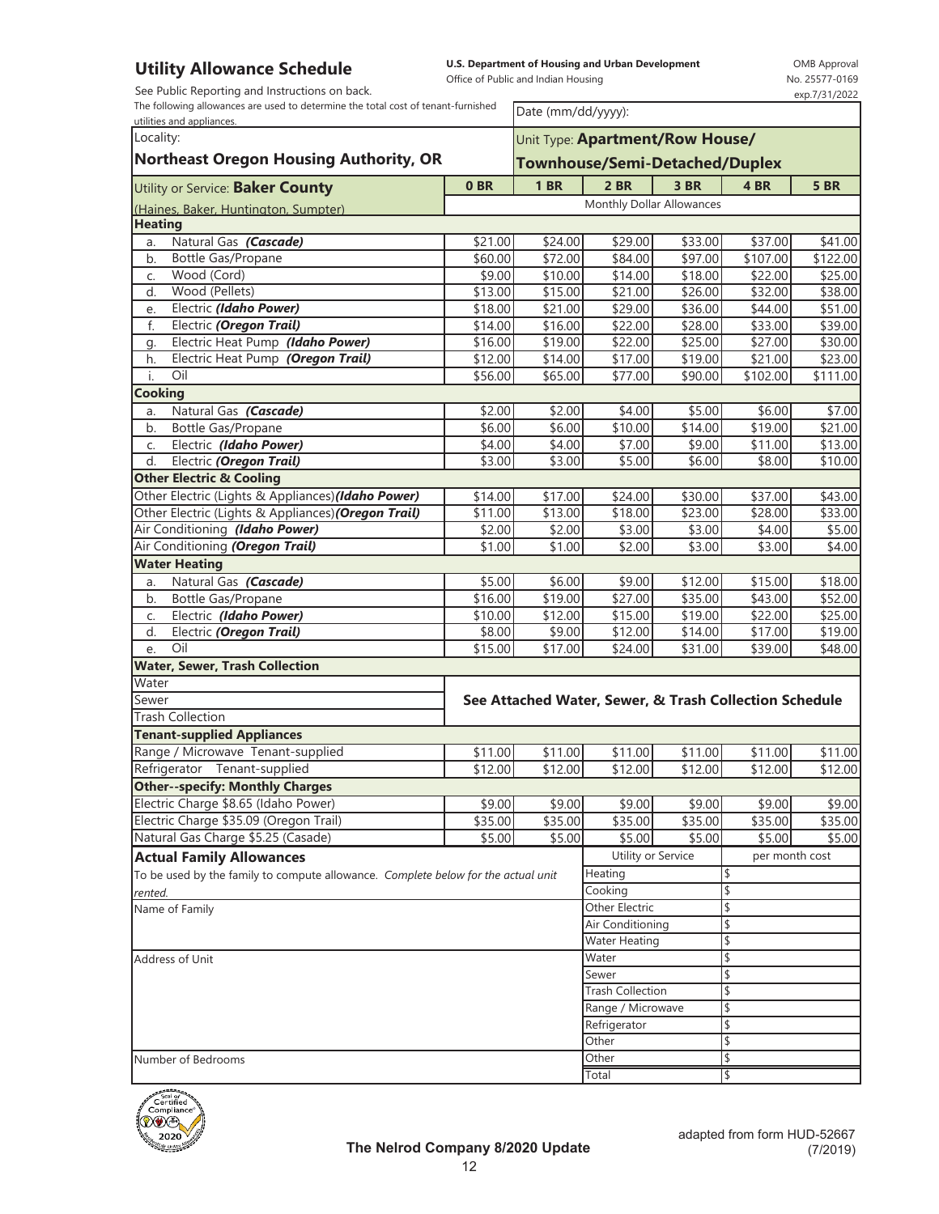# Utility Allowance Schedule

**U.S. Department of Housing and Urban Development**
Office of Public and Indian Housing

OMB Approval No. 25577-0169 exp.7/31/2022

See Public Reporting and Instructions on back.

The following allowances are used to determine the total cost of tenant-furnished utilities and appliances.

Date (mm/dd/yyyy):

Locality: **Northeast Oregon Housing Authority, OR**

Unit Type: **Apartment/Row House/ Townhouse/Semi-Detached/Duplex**

| Utility or Service: **Baker County** (Haines, Baker, Huntington, Sumpter) | **0 BR** | **1 BR** | **2 BR** | **3 BR** | **4 BR** | **5 BR** |
|---|---|---|---|---|---|---|
| | Monthly Dollar Allowances | | | | | |
| **Heating** | | | | | | |
| a. Natural Gas ***(Cascade)*** | $21.00 | $24.00 | $29.00 | $33.00 | $37.00 | $41.00 |
| b. Bottle Gas/Propane | $60.00 | $72.00 | $84.00 | $97.00 | $107.00 | $122.00 |
| c. Wood (Cord) | $9.00 | $10.00 | $14.00 | $18.00 | $22.00 | $25.00 |
| d. Wood (Pellets) | $13.00 | $15.00 | $21.00 | $26.00 | $32.00 | $38.00 |
| e. Electric ***(Idaho Power)*** | $18.00 | $21.00 | $29.00 | $36.00 | $44.00 | $51.00 |
| f. Electric ***(Oregon Trail)*** | $14.00 | $16.00 | $22.00 | $28.00 | $33.00 | $39.00 |
| g. Electric Heat Pump ***(Idaho Power)*** | $16.00 | $19.00 | $22.00 | $25.00 | $27.00 | $30.00 |
| h. Electric Heat Pump ***(Oregon Trail)*** | $12.00 | $14.00 | $17.00 | $19.00 | $21.00 | $23.00 |
| i. Oil | $56.00 | $65.00 | $77.00 | $90.00 | $102.00 | $111.00 |
| **Cooking** | | | | | | |
| a. Natural Gas ***(Cascade)*** | $2.00 | $2.00 | $4.00 | $5.00 | $6.00 | $7.00 |
| b. Bottle Gas/Propane | $6.00 | $6.00 | $10.00 | $14.00 | $19.00 | $21.00 |
| c. Electric ***(Idaho Power)*** | $4.00 | $4.00 | $7.00 | $9.00 | $11.00 | $13.00 |
| d. Electric ***(Oregon Trail)*** | $3.00 | $3.00 | $5.00 | $6.00 | $8.00 | $10.00 |
| **Other Electric & Cooling** | | | | | | |
| Other Electric (Lights & Appliances)***(Idaho Power)*** | $14.00 | $17.00 | $24.00 | $30.00 | $37.00 | $43.00 |
| Other Electric (Lights & Appliances)***(Oregon Trail)*** | $11.00 | $13.00 | $18.00 | $23.00 | $28.00 | $33.00 |
| Air Conditioning ***(Idaho Power)*** | $2.00 | $2.00 | $3.00 | $3.00 | $4.00 | $5.00 |
| Air Conditioning ***(Oregon Trail)*** | $1.00 | $1.00 | $2.00 | $3.00 | $3.00 | $4.00 |
| **Water Heating** | | | | | | |
| a. Natural Gas ***(Cascade)*** | $5.00 | $6.00 | $9.00 | $12.00 | $15.00 | $18.00 |
| b. Bottle Gas/Propane | $16.00 | $19.00 | $27.00 | $35.00 | $43.00 | $52.00 |
| c. Electric ***(Idaho Power)*** | $10.00 | $12.00 | $15.00 | $19.00 | $22.00 | $25.00 |
| d. Electric ***(Oregon Trail)*** | $8.00 | $9.00 | $12.00 | $14.00 | $17.00 | $19.00 |
| e. Oil | $15.00 | $17.00 | $24.00 | $31.00 | $39.00 | $48.00 |
| **Water, Sewer, Trash Collection** | | | | | | |
| Water | **See Attached Water, Sewer, & Trash Collection Schedule** | | | | | |
| Sewer | | | | | | |
| Trash Collection | | | | | | |
| **Tenant-supplied Appliances** | | | | | | |
| Range / Microwave Tenant-supplied | $11.00 | $11.00 | $11.00 | $11.00 | $11.00 | $11.00 |
| Refrigerator Tenant-supplied | $12.00 | $12.00 | $12.00 | $12.00 | $12.00 | $12.00 |
| **Other--specify: Monthly Charges** | | | | | | |
| Electric Charge $8.65 (Idaho Power) | $9.00 | $9.00 | $9.00 | $9.00 | $9.00 | $9.00 |
| Electric Charge $35.09 (Oregon Trail) | $35.00 | $35.00 | $35.00 | $35.00 | $35.00 | $35.00 |
| Natural Gas Charge $5.25 (Casade) | $5.00 | $5.00 | $5.00 | $5.00 | $5.00 | $5.00 |

## Actual Family Allowances

To be used by the family to compute allowance. *Complete below for the actual unit rented.*

Name of Family

Address of Unit

Number of Bedrooms

| Utility or Service | per month cost |
|---|---|
| Heating | $ |
| Cooking | $ |
| Other Electric | $ |
| Air Conditioning | $ |
| Water Heating | $ |
| Water | $ |
| Sewer | $ |
| Trash Collection | $ |
| Range / Microwave | $ |
| Refrigerator | $ |
| Other | $ |
| Other | $ |
| Total | $ |

**The Nelrod Company 8/2020 Update**

adapted from form HUD-52667 (7/2019)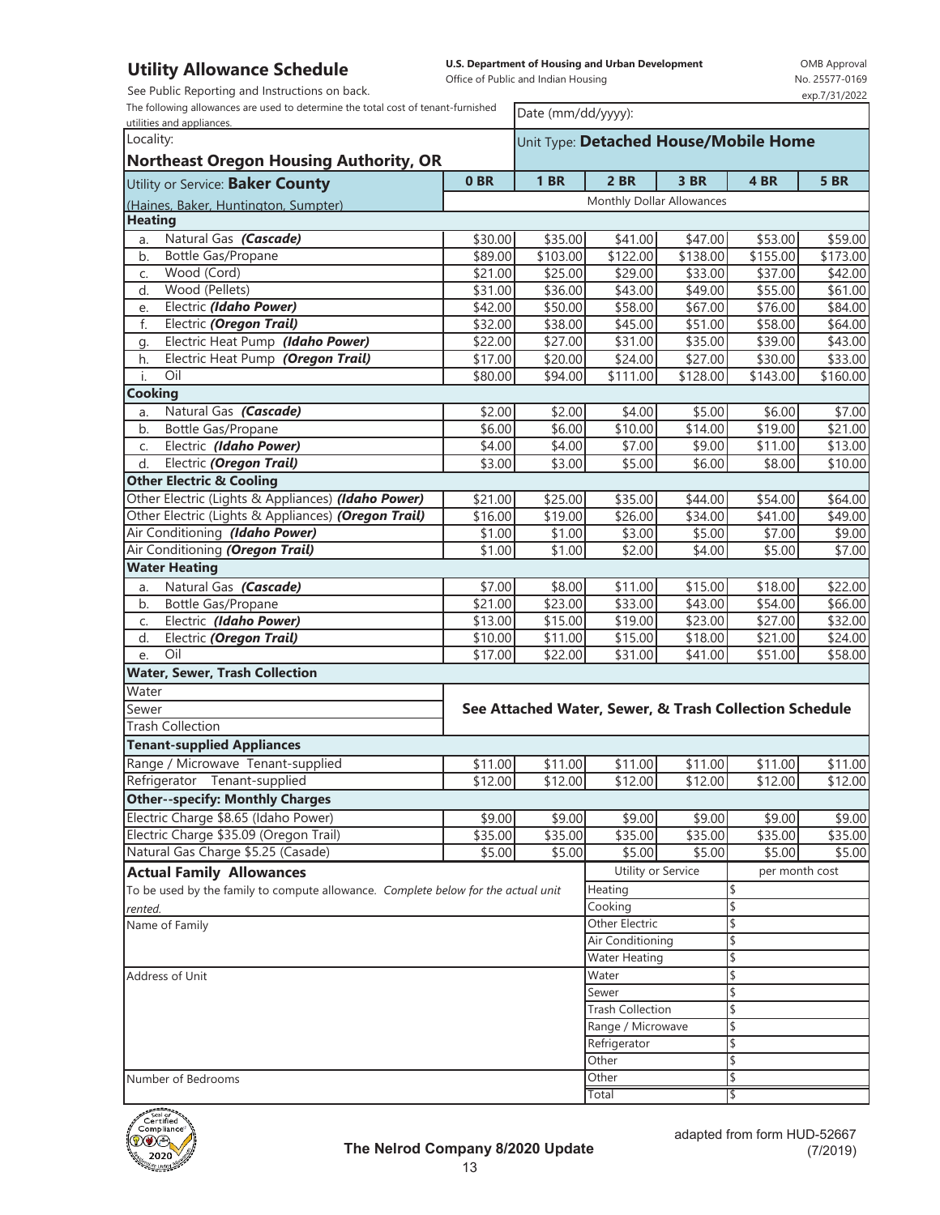# Utility Allowance Schedule

See Public Reporting and Instructions on back.

**U.S. Department of Housing and Urban Development**
Office of Public and Indian Housing

OMB Approval
No. 25577-0169
exp.7/31/2022

The following allowances are used to determine the total cost of tenant-furnished utilities and appliances.

Date (mm/dd/yyyy):

Locality: **Northeast Oregon Housing Authority, OR**

Unit Type: **Detached House/Mobile Home**

| Utility or Service: **Baker County** (Haines, Baker, Huntington, Sumpter) | 0 BR | 1 BR | 2 BR | 3 BR | 4 BR | 5 BR |
|---|---|---|---|---|---|---|
| | Monthly Dollar Allowances | | | | | |
| **Heating** | | | | | | |
| a. Natural Gas ***(Cascade)*** | $30.00 | $35.00 | $41.00 | $47.00 | $53.00 | $59.00 |
| b. Bottle Gas/Propane | $89.00 | $103.00 | $122.00 | $138.00 | $155.00 | $173.00 |
| c. Wood (Cord) | $21.00 | $25.00 | $29.00 | $33.00 | $37.00 | $42.00 |
| d. Wood (Pellets) | $31.00 | $36.00 | $43.00 | $49.00 | $55.00 | $61.00 |
| e. Electric ***(Idaho Power)*** | $42.00 | $50.00 | $58.00 | $67.00 | $76.00 | $84.00 |
| f. Electric ***(Oregon Trail)*** | $32.00 | $38.00 | $45.00 | $51.00 | $58.00 | $64.00 |
| g. Electric Heat Pump ***(Idaho Power)*** | $22.00 | $27.00 | $31.00 | $35.00 | $39.00 | $43.00 |
| h. Electric Heat Pump ***(Oregon Trail)*** | $17.00 | $20.00 | $24.00 | $27.00 | $30.00 | $33.00 |
| i. Oil | $80.00 | $94.00 | $111.00 | $128.00 | $143.00 | $160.00 |
| **Cooking** | | | | | | |
| a. Natural Gas ***(Cascade)*** | $2.00 | $2.00 | $4.00 | $5.00 | $6.00 | $7.00 |
| b. Bottle Gas/Propane | $6.00 | $6.00 | $10.00 | $14.00 | $19.00 | $21.00 |
| c. Electric ***(Idaho Power)*** | $4.00 | $4.00 | $7.00 | $9.00 | $11.00 | $13.00 |
| d. Electric ***(Oregon Trail)*** | $3.00 | $3.00 | $5.00 | $6.00 | $8.00 | $10.00 |
| **Other Electric & Cooling** | | | | | | |
| Other Electric (Lights & Appliances) ***(Idaho Power)*** | $21.00 | $25.00 | $35.00 | $44.00 | $54.00 | $64.00 |
| Other Electric (Lights & Appliances) ***(Oregon Trail)*** | $16.00 | $19.00 | $26.00 | $34.00 | $41.00 | $49.00 |
| Air Conditioning ***(Idaho Power)*** | $1.00 | $1.00 | $3.00 | $5.00 | $7.00 | $9.00 |
| Air Conditioning ***(Oregon Trail)*** | $1.00 | $1.00 | $2.00 | $4.00 | $5.00 | $7.00 |
| **Water Heating** | | | | | | |
| a. Natural Gas ***(Cascade)*** | $7.00 | $8.00 | $11.00 | $15.00 | $18.00 | $22.00 |
| b. Bottle Gas/Propane | $21.00 | $23.00 | $33.00 | $43.00 | $54.00 | $66.00 |
| c. Electric ***(Idaho Power)*** | $13.00 | $15.00 | $19.00 | $23.00 | $27.00 | $32.00 |
| d. Electric ***(Oregon Trail)*** | $10.00 | $11.00 | $15.00 | $18.00 | $21.00 | $24.00 |
| e. Oil | $17.00 | $22.00 | $31.00 | $41.00 | $51.00 | $58.00 |
| **Water, Sewer, Trash Collection** | | | | | | |
| Water | **See Attached Water, Sewer, & Trash Collection Schedule** | | | | | |
| Sewer | | | | | | |
| Trash Collection | | | | | | |
| **Tenant-supplied Appliances** | | | | | | |
| Range / Microwave Tenant-supplied | $11.00 | $11.00 | $11.00 | $11.00 | $11.00 | $11.00 |
| Refrigerator Tenant-supplied | $12.00 | $12.00 | $12.00 | $12.00 | $12.00 | $12.00 |
| **Other--specify: Monthly Charges** | | | | | | |
| Electric Charge $8.65 (Idaho Power) | $9.00 | $9.00 | $9.00 | $9.00 | $9.00 | $9.00 |
| Electric Charge $35.09 (Oregon Trail) | $35.00 | $35.00 | $35.00 | $35.00 | $35.00 | $35.00 |
| Natural Gas Charge $5.25 (Casade) | $5.00 | $5.00 | $5.00 | $5.00 | $5.00 | $5.00 |

## Actual Family Allowances

To be used by the family to compute allowance. *Complete below for the actual unit rented.*

Name of Family

Address of Unit

Number of Bedrooms

| Utility or Service | per month cost |
|---|---|
| Heating | $ |
| Cooking | $ |
| Other Electric | $ |
| Air Conditioning | $ |
| Water Heating | $ |
| Water | $ |
| Sewer | $ |
| Trash Collection | $ |
| Range / Microwave | $ |
| Refrigerator | $ |
| Other | $ |
| Other | $ |
| Total | $ |

**The Nelrod Company 8/2020 Update**

adapted from form HUD-52667 (7/2019)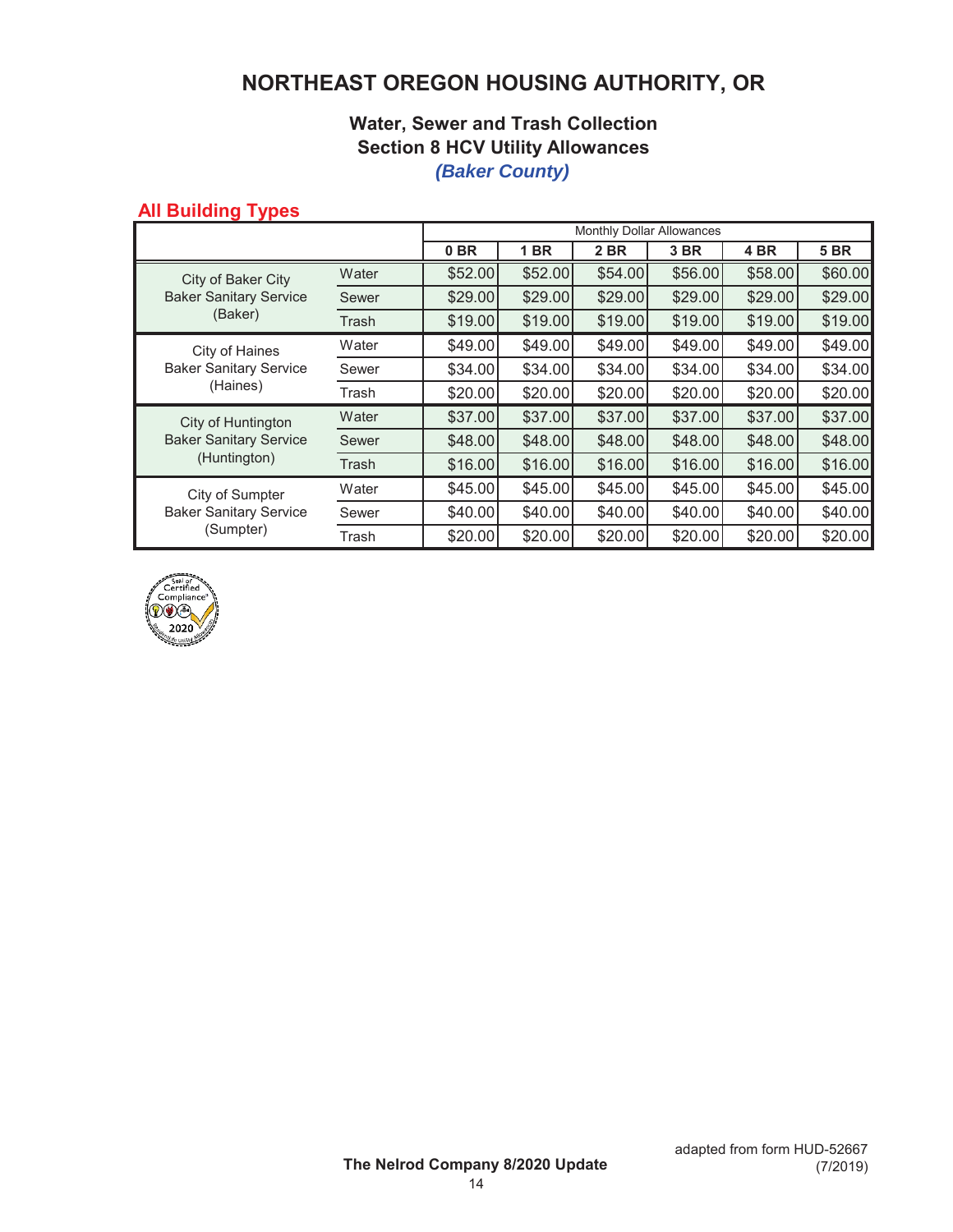# NORTHEAST OREGON HOUSING AUTHORITY, OR

## Water, Sewer and Trash Collection
## Section 8 HCV Utility Allowances
### *(Baker County)*

### All Building Types

| | | Monthly Dollar Allowances | | | | | |
|---|---|---|---|---|---|---|---|
| | | **0 BR** | **1 BR** | **2 BR** | **3 BR** | **4 BR** | **5 BR** |
| City of Baker City Baker Sanitary Service (Baker) | Water | $52.00 | $52.00 | $54.00 | $56.00 | $58.00 | $60.00 |
| | Sewer | $29.00 | $29.00 | $29.00 | $29.00 | $29.00 | $29.00 |
| | Trash | $19.00 | $19.00 | $19.00 | $19.00 | $19.00 | $19.00 |
| City of Haines Baker Sanitary Service (Haines) | Water | $49.00 | $49.00 | $49.00 | $49.00 | $49.00 | $49.00 |
| | Sewer | $34.00 | $34.00 | $34.00 | $34.00 | $34.00 | $34.00 |
| | Trash | $20.00 | $20.00 | $20.00 | $20.00 | $20.00 | $20.00 |
| City of Huntington Baker Sanitary Service (Huntington) | Water | $37.00 | $37.00 | $37.00 | $37.00 | $37.00 | $37.00 |
| | Sewer | $48.00 | $48.00 | $48.00 | $48.00 | $48.00 | $48.00 |
| | Trash | $16.00 | $16.00 | $16.00 | $16.00 | $16.00 | $16.00 |
| City of Sumpter Baker Sanitary Service (Sumpter) | Water | $45.00 | $45.00 | $45.00 | $45.00 | $45.00 | $45.00 |
| | Sewer | $40.00 | $40.00 | $40.00 | $40.00 | $40.00 | $40.00 |
| | Trash | $20.00 | $20.00 | $20.00 | $20.00 | $20.00 | $20.00 |

Seal of Certified Compliance 2020

**The Nelrod Company 8/2020 Update**

adapted from form HUD-52667 (7/2019)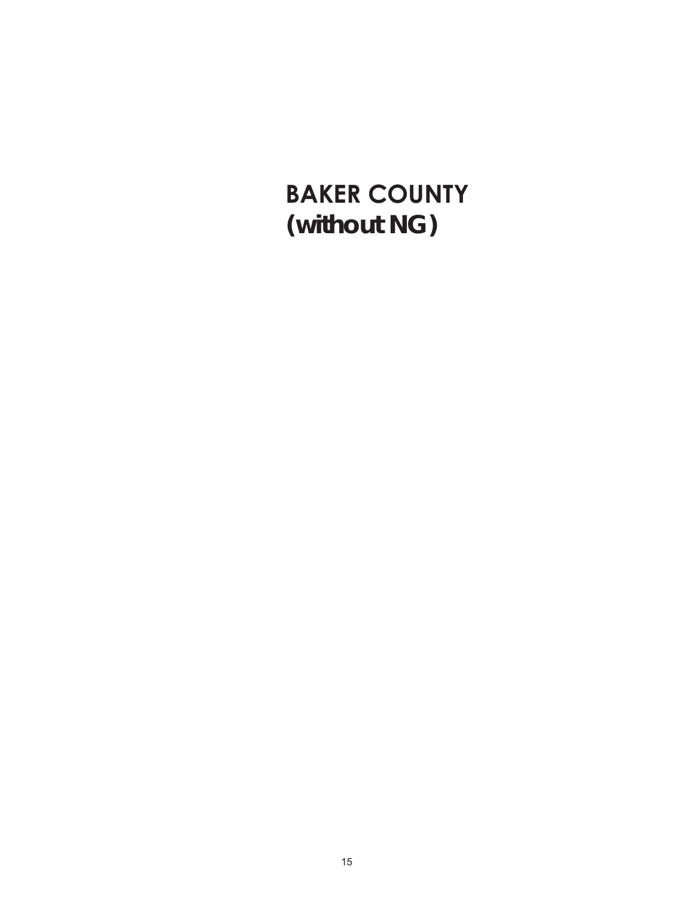# BAKER COUNTY
## *(without NG)*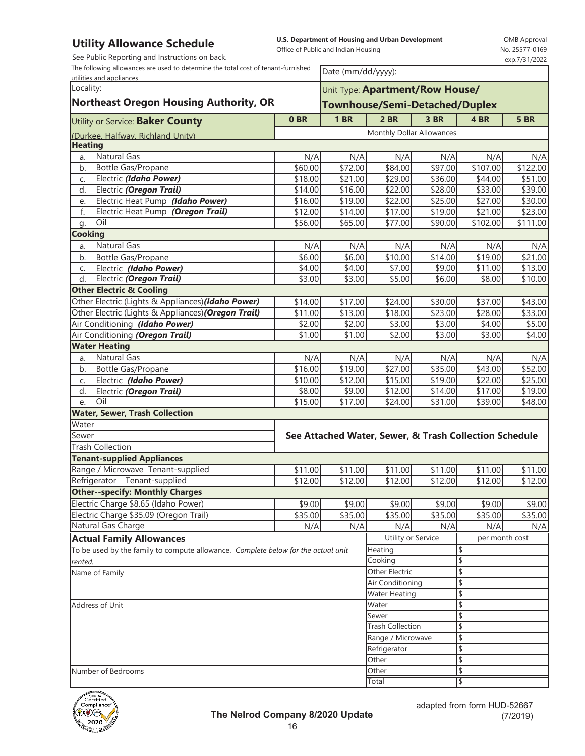# Utility Allowance Schedule

**U.S. Department of Housing and Urban Development**
Office of Public and Indian Housing

OMB Approval No. 25577-0169 exp.7/31/2022

See Public Reporting and Instructions on back.

The following allowances are used to determine the total cost of tenant-furnished utilities and appliances.

Date (mm/dd/yyyy):

Locality: **Northeast Oregon Housing Authority, OR**

Unit Type: **Apartment/Row House/ Townhouse/Semi-Detached/Duplex**

| Utility or Service: **Baker County** (Durkee, Halfway, Richland Unity) | 0 BR | 1 BR | 2 BR | 3 BR | 4 BR | 5 BR |
|---|---|---|---|---|---|---|
| | Monthly Dollar Allowances | | | | | |
| **Heating** | | | | | | |
| a. Natural Gas | N/A | N/A | N/A | N/A | N/A | N/A |
| b. Bottle Gas/Propane | $60.00 | $72.00 | $84.00 | $97.00 | $107.00 | $122.00 |
| c. Electric ***(Idaho Power)*** | $18.00 | $21.00 | $29.00 | $36.00 | $44.00 | $51.00 |
| d. Electric ***(Oregon Trail)*** | $14.00 | $16.00 | $22.00 | $28.00 | $33.00 | $39.00 |
| e. Electric Heat Pump ***(Idaho Power)*** | $16.00 | $19.00 | $22.00 | $25.00 | $27.00 | $30.00 |
| f. Electric Heat Pump ***(Oregon Trail)*** | $12.00 | $14.00 | $17.00 | $19.00 | $21.00 | $23.00 |
| g. Oil | $56.00 | $65.00 | $77.00 | $90.00 | $102.00 | $111.00 |
| **Cooking** | | | | | | |
| a. Natural Gas | N/A | N/A | N/A | N/A | N/A | N/A |
| b. Bottle Gas/Propane | $6.00 | $6.00 | $10.00 | $14.00 | $19.00 | $21.00 |
| c. Electric ***(Idaho Power)*** | $4.00 | $4.00 | $7.00 | $9.00 | $11.00 | $13.00 |
| d. Electric ***(Oregon Trail)*** | $3.00 | $3.00 | $5.00 | $6.00 | $8.00 | $10.00 |
| **Other Electric & Cooling** | | | | | | |
| Other Electric (Lights & Appliances) ***(Idaho Power)*** | $14.00 | $17.00 | $24.00 | $30.00 | $37.00 | $43.00 |
| Other Electric (Lights & Appliances) ***(Oregon Trail)*** | $11.00 | $13.00 | $18.00 | $23.00 | $28.00 | $33.00 |
| Air Conditioning ***(Idaho Power)*** | $2.00 | $2.00 | $3.00 | $3.00 | $4.00 | $5.00 |
| Air Conditioning ***(Oregon Trail)*** | $1.00 | $1.00 | $2.00 | $3.00 | $3.00 | $4.00 |
| **Water Heating** | | | | | | |
| a. Natural Gas | N/A | N/A | N/A | N/A | N/A | N/A |
| b. Bottle Gas/Propane | $16.00 | $19.00 | $27.00 | $35.00 | $43.00 | $52.00 |
| c. Electric ***(Idaho Power)*** | $10.00 | $12.00 | $15.00 | $19.00 | $22.00 | $25.00 |
| d. Electric ***(Oregon Trail)*** | $8.00 | $9.00 | $12.00 | $14.00 | $17.00 | $19.00 |
| e. Oil | $15.00 | $17.00 | $24.00 | $31.00 | $39.00 | $48.00 |
| **Water, Sewer, Trash Collection** | | | | | | |
| Water | **See Attached Water, Sewer, & Trash Collection Schedule** | | | | | |
| Sewer | | | | | | |
| Trash Collection | | | | | | |
| **Tenant-supplied Appliances** | | | | | | |
| Range / Microwave Tenant-supplied | $11.00 | $11.00 | $11.00 | $11.00 | $11.00 | $11.00 |
| Refrigerator Tenant-supplied | $12.00 | $12.00 | $12.00 | $12.00 | $12.00 | $12.00 |
| **Other--specify: Monthly Charges** | | | | | | |
| Electric Charge $8.65 (Idaho Power) | $9.00 | $9.00 | $9.00 | $9.00 | $9.00 | $9.00 |
| Electric Charge $35.09 (Oregon Trail) | $35.00 | $35.00 | $35.00 | $35.00 | $35.00 | $35.00 |
| Natural Gas Charge | N/A | N/A | N/A | N/A | N/A | N/A |

## Actual Family Allowances

To be used by the family to compute allowance. *Complete below for the actual unit rented.*

Name of Family

Address of Unit

Number of Bedrooms

| Utility or Service | per month cost |
|---|---|
| Heating | $ |
| Cooking | $ |
| Other Electric | $ |
| Air Conditioning | $ |
| Water Heating | $ |
| Water | $ |
| Sewer | $ |
| Trash Collection | $ |
| Range / Microwave | $ |
| Refrigerator | $ |
| Other | $ |
| Other | $ |
| Total | $ |

**The Nelrod Company 8/2020 Update**

adapted from form HUD-52667 (7/2019)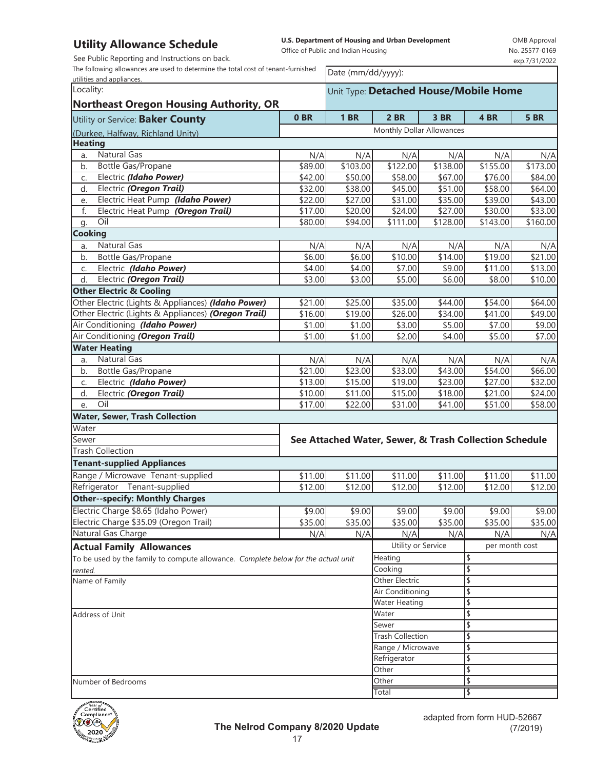# Utility Allowance Schedule

See Public Reporting and Instructions on back.

**U.S. Department of Housing and Urban Development**
Office of Public and Indian Housing

OMB Approval No. 25577-0169 exp.7/31/2022

The following allowances are used to determine the total cost of tenant-furnished utilities and appliances.

Date (mm/dd/yyyy):

Locality: **Northeast Oregon Housing Authority, OR**

Unit Type: **Detached House/Mobile Home**

Utility or Service: **Baker County** (Durkee, Halfway, Richland Unity)

| Utility or Service | 0 BR | 1 BR | 2 BR | 3 BR | 4 BR | 5 BR |
|---|---|---|---|---|---|---|
| | Monthly Dollar Allowances | | | | | |
| **Heating** | | | | | | |
| a. Natural Gas | N/A | N/A | N/A | N/A | N/A | N/A |
| b. Bottle Gas/Propane | $89.00 | $103.00 | $122.00 | $138.00 | $155.00 | $173.00 |
| c. Electric ***(Idaho Power)*** | $42.00 | $50.00 | $58.00 | $67.00 | $76.00 | $84.00 |
| d. Electric ***(Oregon Trail)*** | $32.00 | $38.00 | $45.00 | $51.00 | $58.00 | $64.00 |
| e. Electric Heat Pump ***(Idaho Power)*** | $22.00 | $27.00 | $31.00 | $35.00 | $39.00 | $43.00 |
| f. Electric Heat Pump ***(Oregon Trail)*** | $17.00 | $20.00 | $24.00 | $27.00 | $30.00 | $33.00 |
| g. Oil | $80.00 | $94.00 | $111.00 | $128.00 | $143.00 | $160.00 |
| **Cooking** | | | | | | |
| a. Natural Gas | N/A | N/A | N/A | N/A | N/A | N/A |
| b. Bottle Gas/Propane | $6.00 | $6.00 | $10.00 | $14.00 | $19.00 | $21.00 |
| c. Electric ***(Idaho Power)*** | $4.00 | $4.00 | $7.00 | $9.00 | $11.00 | $13.00 |
| d. Electric ***(Oregon Trail)*** | $3.00 | $3.00 | $5.00 | $6.00 | $8.00 | $10.00 |
| **Other Electric & Cooling** | | | | | | |
| Other Electric (Lights & Appliances) ***(Idaho Power)*** | $21.00 | $25.00 | $35.00 | $44.00 | $54.00 | $64.00 |
| Other Electric (Lights & Appliances) ***(Oregon Trail)*** | $16.00 | $19.00 | $26.00 | $34.00 | $41.00 | $49.00 |
| Air Conditioning ***(Idaho Power)*** | $1.00 | $1.00 | $3.00 | $5.00 | $7.00 | $9.00 |
| Air Conditioning ***(Oregon Trail)*** | $1.00 | $1.00 | $2.00 | $4.00 | $5.00 | $7.00 |
| **Water Heating** | | | | | | |
| a. Natural Gas | N/A | N/A | N/A | N/A | N/A | N/A |
| b. Bottle Gas/Propane | $21.00 | $23.00 | $33.00 | $43.00 | $54.00 | $66.00 |
| c. Electric ***(Idaho Power)*** | $13.00 | $15.00 | $19.00 | $23.00 | $27.00 | $32.00 |
| d. Electric ***(Oregon Trail)*** | $10.00 | $11.00 | $15.00 | $18.00 | $21.00 | $24.00 |
| e. Oil | $17.00 | $22.00 | $31.00 | $41.00 | $51.00 | $58.00 |
| **Water, Sewer, Trash Collection** | | | | | | |
| Water | **See Attached Water, Sewer, & Trash Collection Schedule** | | | | | |
| Sewer | | | | | | |
| Trash Collection | | | | | | |
| **Tenant-supplied Appliances** | | | | | | |
| Range / Microwave Tenant-supplied | $11.00 | $11.00 | $11.00 | $11.00 | $11.00 | $11.00 |
| Refrigerator Tenant-supplied | $12.00 | $12.00 | $12.00 | $12.00 | $12.00 | $12.00 |
| **Other--specify: Monthly Charges** | | | | | | |
| Electric Charge $8.65 (Idaho Power) | $9.00 | $9.00 | $9.00 | $9.00 | $9.00 | $9.00 |
| Electric Charge $35.09 (Oregon Trail) | $35.00 | $35.00 | $35.00 | $35.00 | $35.00 | $35.00 |
| Natural Gas Charge | N/A | N/A | N/A | N/A | N/A | N/A |

## Actual Family Allowances

To be used by the family to compute allowance. *Complete below for the actual unit rented.*

Name of Family

Address of Unit

Number of Bedrooms

| Utility or Service | per month cost |
|---|---|
| Heating | $ |
| Cooking | $ |
| Other Electric | $ |
| Air Conditioning | $ |
| Water Heating | $ |
| Water | $ |
| Sewer | $ |
| Trash Collection | $ |
| Range / Microwave | $ |
| Refrigerator | $ |
| Other | $ |
| Other | $ |
| Total | $ |

**The Nelrod Company 8/2020 Update**

adapted from form HUD-52667 (7/2019)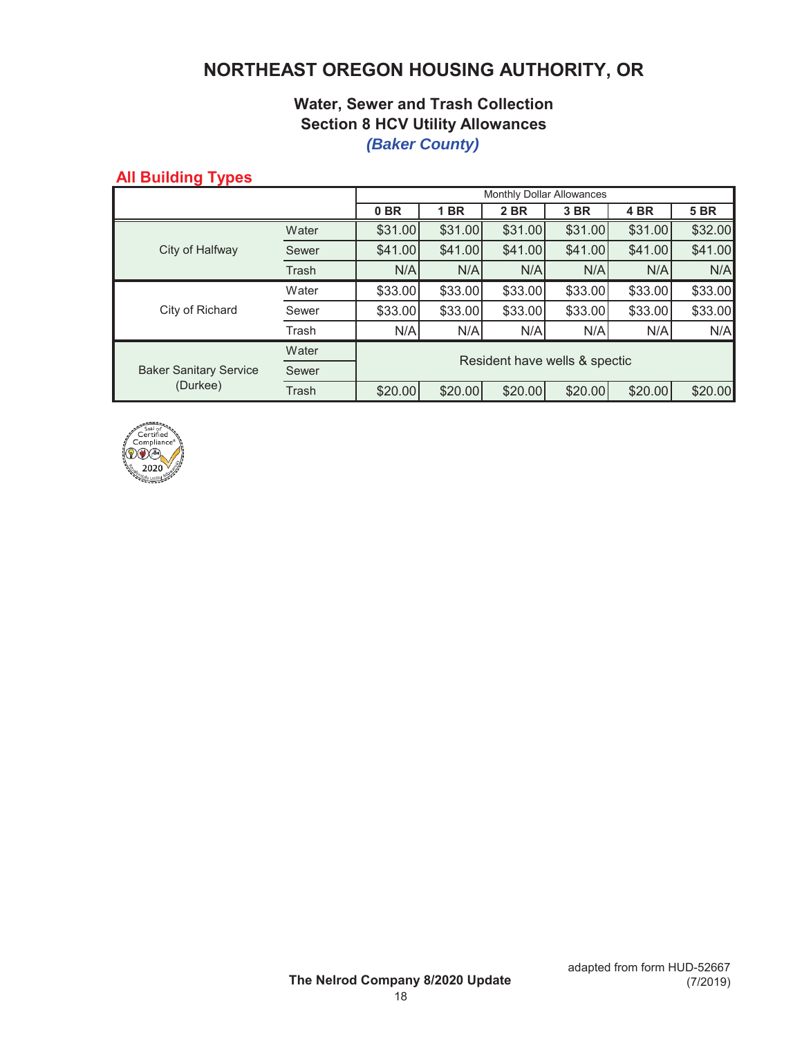# NORTHEAST OREGON HOUSING AUTHORITY, OR

## Water, Sewer and Trash Collection
## Section 8 HCV Utility Allowances
## *(Baker County)*

### All Building Types

| | | Monthly Dollar Allowances | | | | | |
|---|---|---|---|---|---|---|---|
| | | **0 BR** | **1 BR** | **2 BR** | **3 BR** | **4 BR** | **5 BR** |
| City of Halfway | Water | $31.00 | $31.00 | $31.00 | $31.00 | $31.00 | $32.00 |
| | Sewer | $41.00 | $41.00 | $41.00 | $41.00 | $41.00 | $41.00 |
| | Trash | N/A | N/A | N/A | N/A | N/A | N/A |
| City of Richard | Water | $33.00 | $33.00 | $33.00 | $33.00 | $33.00 | $33.00 |
| | Sewer | $33.00 | $33.00 | $33.00 | $33.00 | $33.00 | $33.00 |
| | Trash | N/A | N/A | N/A | N/A | N/A | N/A |
| Baker Sanitary Service (Durkee) | Water | Resident have wells & spectic | | | | | |
| | Sewer | | | | | | |
| | Trash | $20.00 | $20.00 | $20.00 | $20.00 | $20.00 | $20.00 |

Seal of Certified Compliance 2020

**The Nelrod Company 8/2020 Update**

adapted from form HUD-52667 (7/2019)